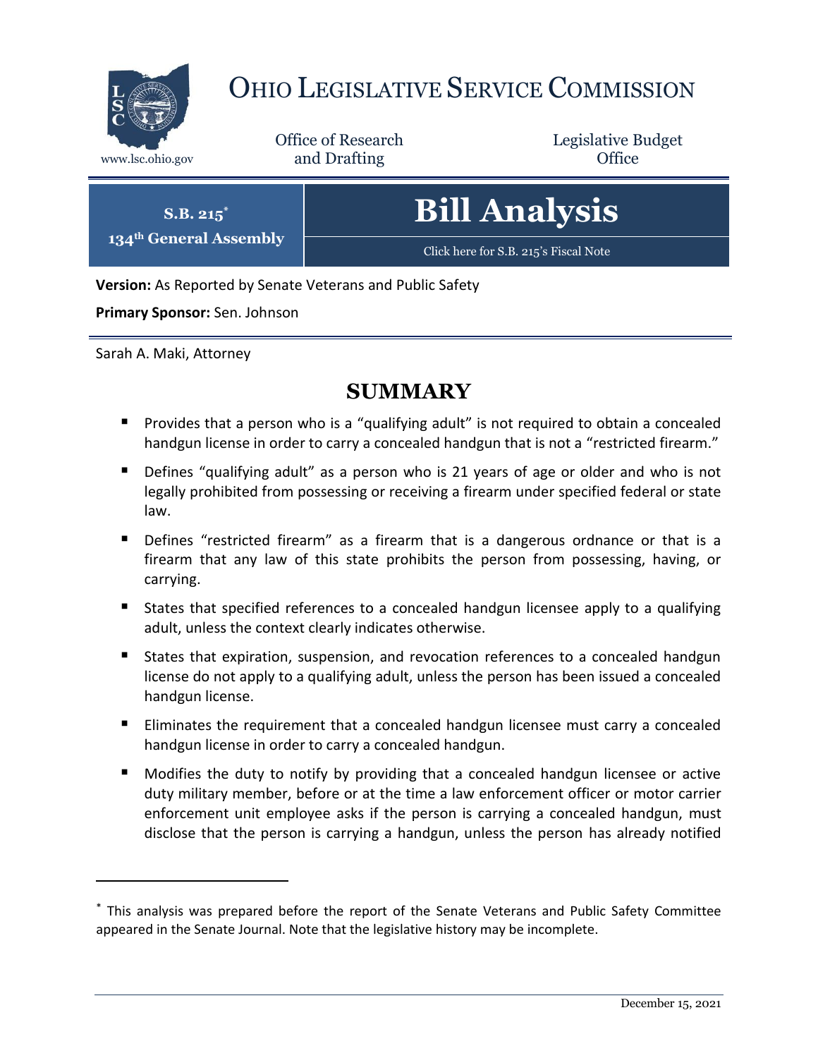# OHIO LEGISLATIVE SERVICE COMMISSION

www.lsc.ohio.gov

Office of Research and Drafting

Legislative Budget Office

**S.B. 215***
**134th General Assembly**

# Bill Analysis

Click here for S.B. 215's Fiscal Note

**Version:** As Reported by Senate Veterans and Public Safety

**Primary Sponsor:** Sen. Johnson

Sarah A. Maki, Attorney

## SUMMARY

- Provides that a person who is a "qualifying adult" is not required to obtain a concealed handgun license in order to carry a concealed handgun that is not a "restricted firearm."
- Defines "qualifying adult" as a person who is 21 years of age or older and who is not legally prohibited from possessing or receiving a firearm under specified federal or state law.
- Defines "restricted firearm" as a firearm that is a dangerous ordnance or that is a firearm that any law of this state prohibits the person from possessing, having, or carrying.
- States that specified references to a concealed handgun licensee apply to a qualifying adult, unless the context clearly indicates otherwise.
- States that expiration, suspension, and revocation references to a concealed handgun license do not apply to a qualifying adult, unless the person has been issued a concealed handgun license.
- Eliminates the requirement that a concealed handgun licensee must carry a concealed handgun license in order to carry a concealed handgun.
- Modifies the duty to notify by providing that a concealed handgun licensee or active duty military member, before or at the time a law enforcement officer or motor carrier enforcement unit employee asks if the person is carrying a concealed handgun, must disclose that the person is carrying a handgun, unless the person has already notified

---

* This analysis was prepared before the report of the Senate Veterans and Public Safety Committee appeared in the Senate Journal. Note that the legislative history may be incomplete.

December 15, 2021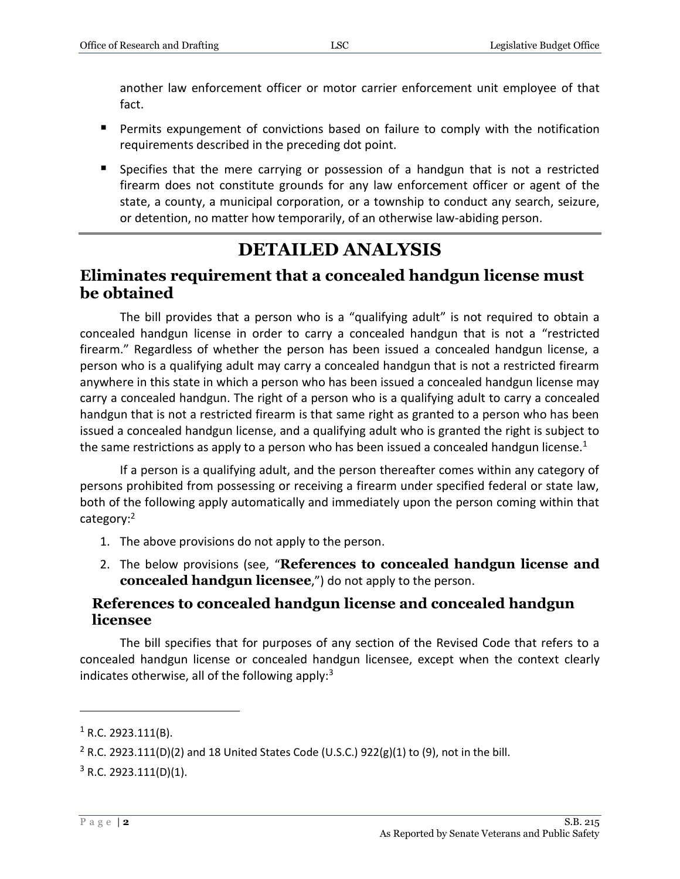another law enforcement officer or motor carrier enforcement unit employee of that fact.

- Permits expungement of convictions based on failure to comply with the notification requirements described in the preceding dot point.
- Specifies that the mere carrying or possession of a handgun that is not a restricted firearm does not constitute grounds for any law enforcement officer or agent of the state, a county, a municipal corporation, or a township to conduct any search, seizure, or detention, no matter how temporarily, of an otherwise law-abiding person.

# DETAILED ANALYSIS

## Eliminates requirement that a concealed handgun license must be obtained

The bill provides that a person who is a "qualifying adult" is not required to obtain a concealed handgun license in order to carry a concealed handgun that is not a "restricted firearm." Regardless of whether the person has been issued a concealed handgun license, a person who is a qualifying adult may carry a concealed handgun that is not a restricted firearm anywhere in this state in which a person who has been issued a concealed handgun license may carry a concealed handgun. The right of a person who is a qualifying adult to carry a concealed handgun that is not a restricted firearm is that same right as granted to a person who has been issued a concealed handgun license, and a qualifying adult who is granted the right is subject to the same restrictions as apply to a person who has been issued a concealed handgun license.[1]

If a person is a qualifying adult, and the person thereafter comes within any category of persons prohibited from possessing or receiving a firearm under specified federal or state law, both of the following apply automatically and immediately upon the person coming within that category:[2]

1. The above provisions do not apply to the person.
2. The below provisions (see, "**References to concealed handgun license and concealed handgun licensee**,") do not apply to the person.

### References to concealed handgun license and concealed handgun licensee

The bill specifies that for purposes of any section of the Revised Code that refers to a concealed handgun license or concealed handgun licensee, except when the context clearly indicates otherwise, all of the following apply:[3]

---

[1] R.C. 2923.111(B).

[2] R.C. 2923.111(D)(2) and 18 United States Code (U.S.C.) 922(g)(1) to (9), not in the bill.

[3] R.C. 2923.111(D)(1).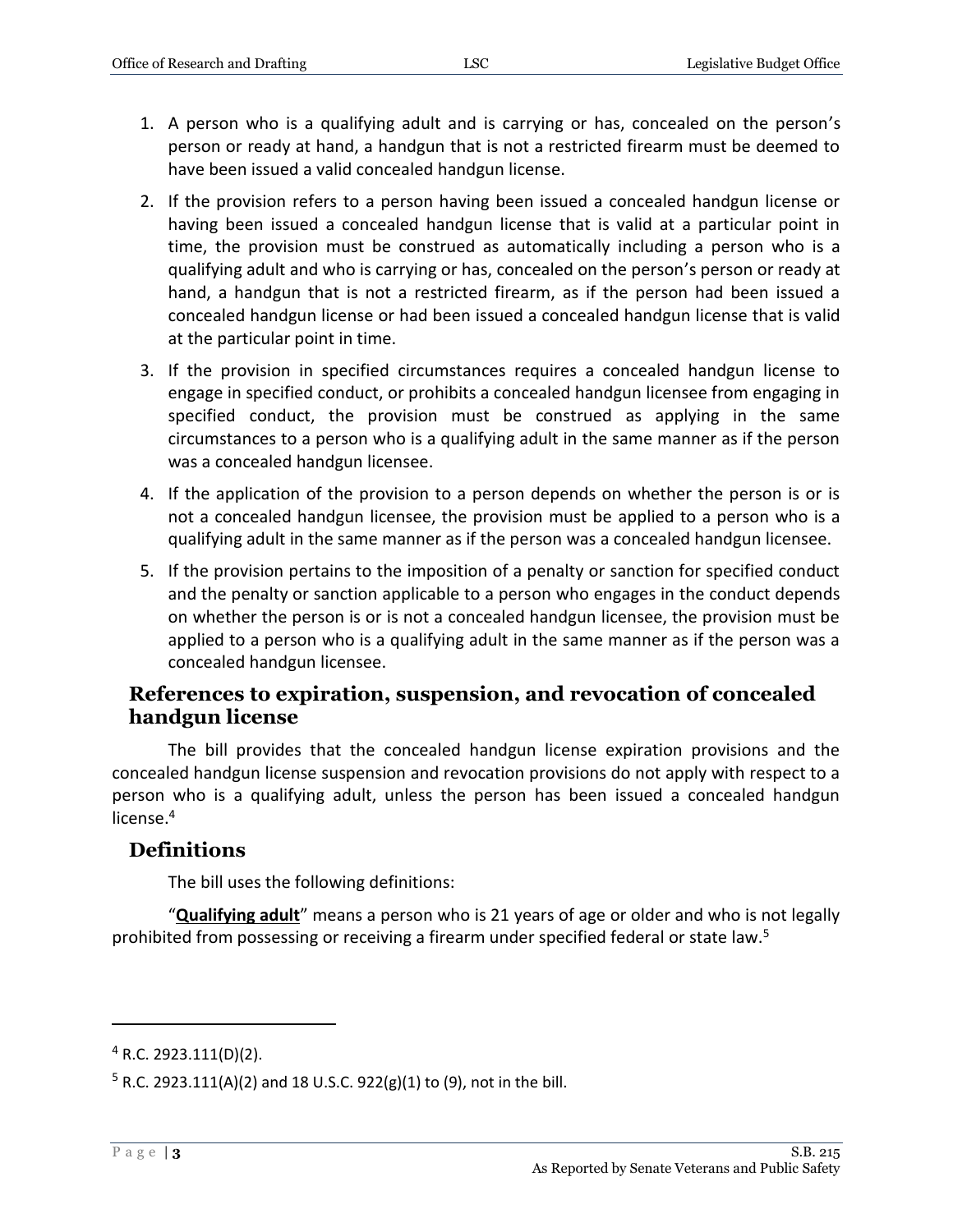1. A person who is a qualifying adult and is carrying or has, concealed on the person's person or ready at hand, a handgun that is not a restricted firearm must be deemed to have been issued a valid concealed handgun license.
2. If the provision refers to a person having been issued a concealed handgun license or having been issued a concealed handgun license that is valid at a particular point in time, the provision must be construed as automatically including a person who is a qualifying adult and who is carrying or has, concealed on the person's person or ready at hand, a handgun that is not a restricted firearm, as if the person had been issued a concealed handgun license or had been issued a concealed handgun license that is valid at the particular point in time.
3. If the provision in specified circumstances requires a concealed handgun license to engage in specified conduct, or prohibits a concealed handgun licensee from engaging in specified conduct, the provision must be construed as applying in the same circumstances to a person who is a qualifying adult in the same manner as if the person was a concealed handgun licensee.
4. If the application of the provision to a person depends on whether the person is or is not a concealed handgun licensee, the provision must be applied to a person who is a qualifying adult in the same manner as if the person was a concealed handgun licensee.
5. If the provision pertains to the imposition of a penalty or sanction for specified conduct and the penalty or sanction applicable to a person who engages in the conduct depends on whether the person is or is not a concealed handgun licensee, the provision must be applied to a person who is a qualifying adult in the same manner as if the person was a concealed handgun licensee.

## References to expiration, suspension, and revocation of concealed handgun license

The bill provides that the concealed handgun license expiration provisions and the concealed handgun license suspension and revocation provisions do not apply with respect to a person who is a qualifying adult, unless the person has been issued a concealed handgun license.[4]

## Definitions

The bill uses the following definitions:

"**Qualifying adult**" means a person who is 21 years of age or older and who is not legally prohibited from possessing or receiving a firearm under specified federal or state law.[5]

---

[4] R.C. 2923.111(D)(2).

[5] R.C. 2923.111(A)(2) and 18 U.S.C. 922(g)(1) to (9), not in the bill.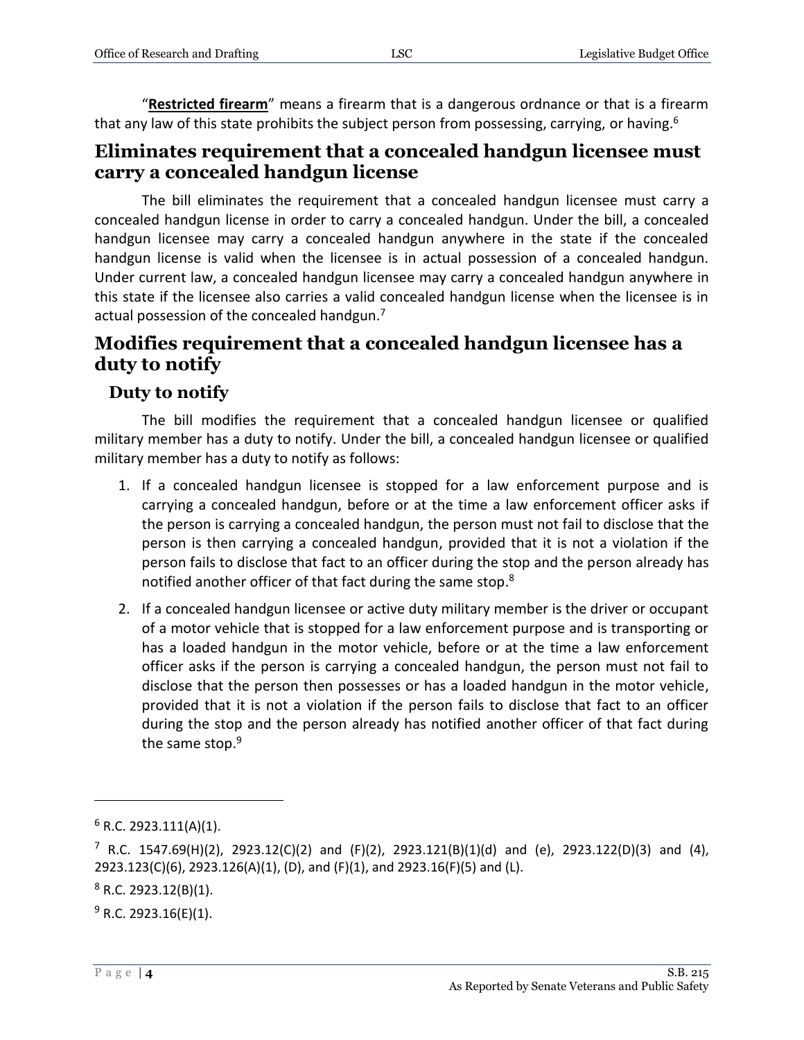"**Restricted firearm**" means a firearm that is a dangerous ordnance or that is a firearm that any law of this state prohibits the subject person from possessing, carrying, or having.[6]

## Eliminates requirement that a concealed handgun licensee must carry a concealed handgun license

The bill eliminates the requirement that a concealed handgun licensee must carry a concealed handgun license in order to carry a concealed handgun. Under the bill, a concealed handgun licensee may carry a concealed handgun anywhere in the state if the concealed handgun license is valid when the licensee is in actual possession of a concealed handgun. Under current law, a concealed handgun licensee may carry a concealed handgun anywhere in this state if the licensee also carries a valid concealed handgun license when the licensee is in actual possession of the concealed handgun.[7]

## Modifies requirement that a concealed handgun licensee has a duty to notify

### Duty to notify

The bill modifies the requirement that a concealed handgun licensee or qualified military member has a duty to notify. Under the bill, a concealed handgun licensee or qualified military member has a duty to notify as follows:

1. If a concealed handgun licensee is stopped for a law enforcement purpose and is carrying a concealed handgun, before or at the time a law enforcement officer asks if the person is carrying a concealed handgun, the person must not fail to disclose that the person is then carrying a concealed handgun, provided that it is not a violation if the person fails to disclose that fact to an officer during the stop and the person already has notified another officer of that fact during the same stop.[8]
2. If a concealed handgun licensee or active duty military member is the driver or occupant of a motor vehicle that is stopped for a law enforcement purpose and is transporting or has a loaded handgun in the motor vehicle, before or at the time a law enforcement officer asks if the person is carrying a concealed handgun, the person must not fail to disclose that the person then possesses or has a loaded handgun in the motor vehicle, provided that it is not a violation if the person fails to disclose that fact to an officer during the stop and the person already has notified another officer of that fact during the same stop.[9]

---

[6] R.C. 2923.111(A)(1).

[7] R.C. 1547.69(H)(2), 2923.12(C)(2) and (F)(2), 2923.121(B)(1)(d) and (e), 2923.122(D)(3) and (4), 2923.123(C)(6), 2923.126(A)(1), (D), and (F)(1), and 2923.16(F)(5) and (L).

[8] R.C. 2923.12(B)(1).

[9] R.C. 2923.16(E)(1).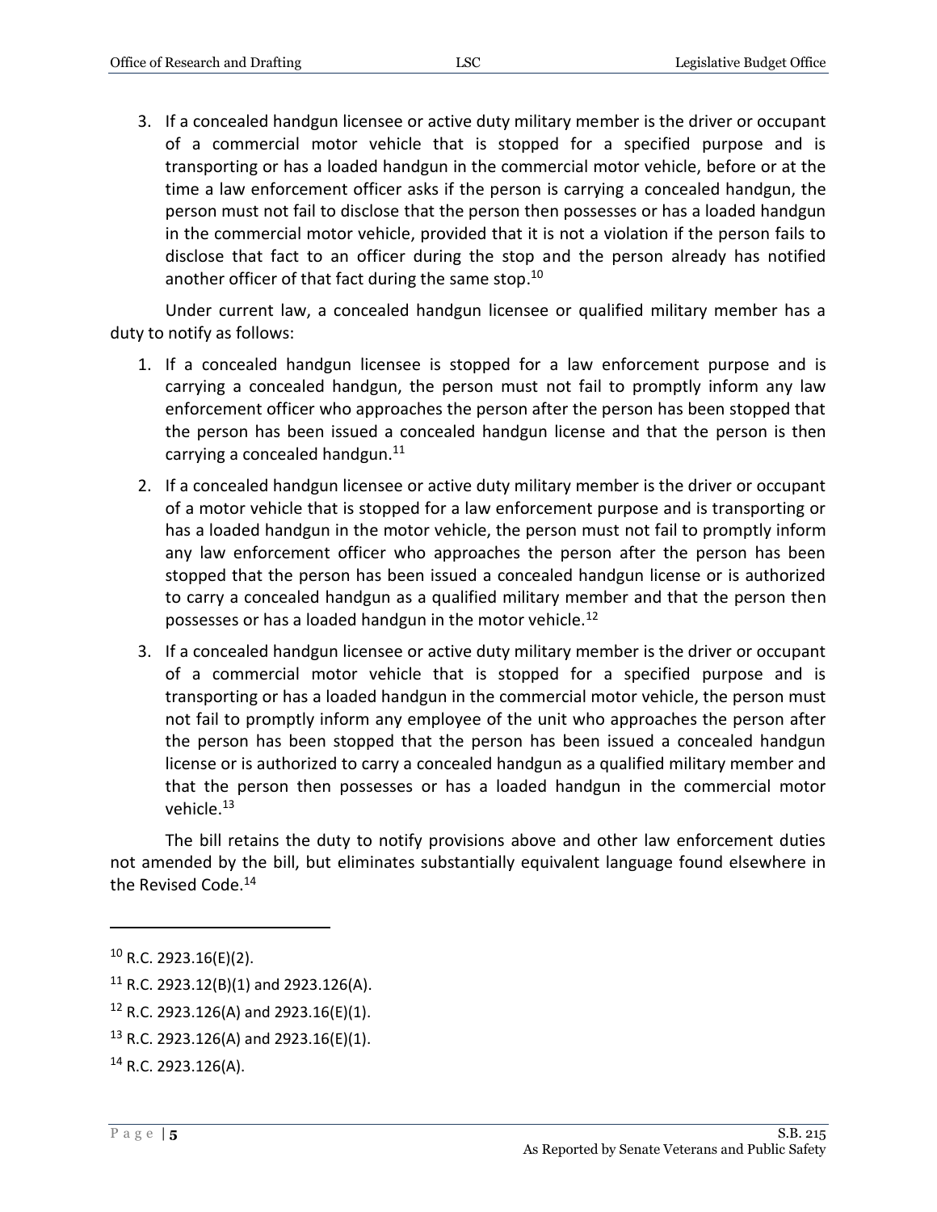3. If a concealed handgun licensee or active duty military member is the driver or occupant of a commercial motor vehicle that is stopped for a specified purpose and is transporting or has a loaded handgun in the commercial motor vehicle, before or at the time a law enforcement officer asks if the person is carrying a concealed handgun, the person must not fail to disclose that the person then possesses or has a loaded handgun in the commercial motor vehicle, provided that it is not a violation if the person fails to disclose that fact to an officer during the stop and the person already has notified another officer of that fact during the same stop.[10]

Under current law, a concealed handgun licensee or qualified military member has a duty to notify as follows:

1. If a concealed handgun licensee is stopped for a law enforcement purpose and is carrying a concealed handgun, the person must not fail to promptly inform any law enforcement officer who approaches the person after the person has been stopped that the person has been issued a concealed handgun license and that the person is then carrying a concealed handgun.[11]
2. If a concealed handgun licensee or active duty military member is the driver or occupant of a motor vehicle that is stopped for a law enforcement purpose and is transporting or has a loaded handgun in the motor vehicle, the person must not fail to promptly inform any law enforcement officer who approaches the person after the person has been stopped that the person has been issued a concealed handgun license or is authorized to carry a concealed handgun as a qualified military member and that the person then possesses or has a loaded handgun in the motor vehicle.[12]
3. If a concealed handgun licensee or active duty military member is the driver or occupant of a commercial motor vehicle that is stopped for a specified purpose and is transporting or has a loaded handgun in the commercial motor vehicle, the person must not fail to promptly inform any employee of the unit who approaches the person after the person has been stopped that the person has been issued a concealed handgun license or is authorized to carry a concealed handgun as a qualified military member and that the person then possesses or has a loaded handgun in the commercial motor vehicle.[13]

The bill retains the duty to notify provisions above and other law enforcement duties not amended by the bill, but eliminates substantially equivalent language found elsewhere in the Revised Code.[14]

---

[10] R.C. 2923.16(E)(2).

[11] R.C. 2923.12(B)(1) and 2923.126(A).

[12] R.C. 2923.126(A) and 2923.16(E)(1).

[13] R.C. 2923.126(A) and 2923.16(E)(1).

[14] R.C. 2923.126(A).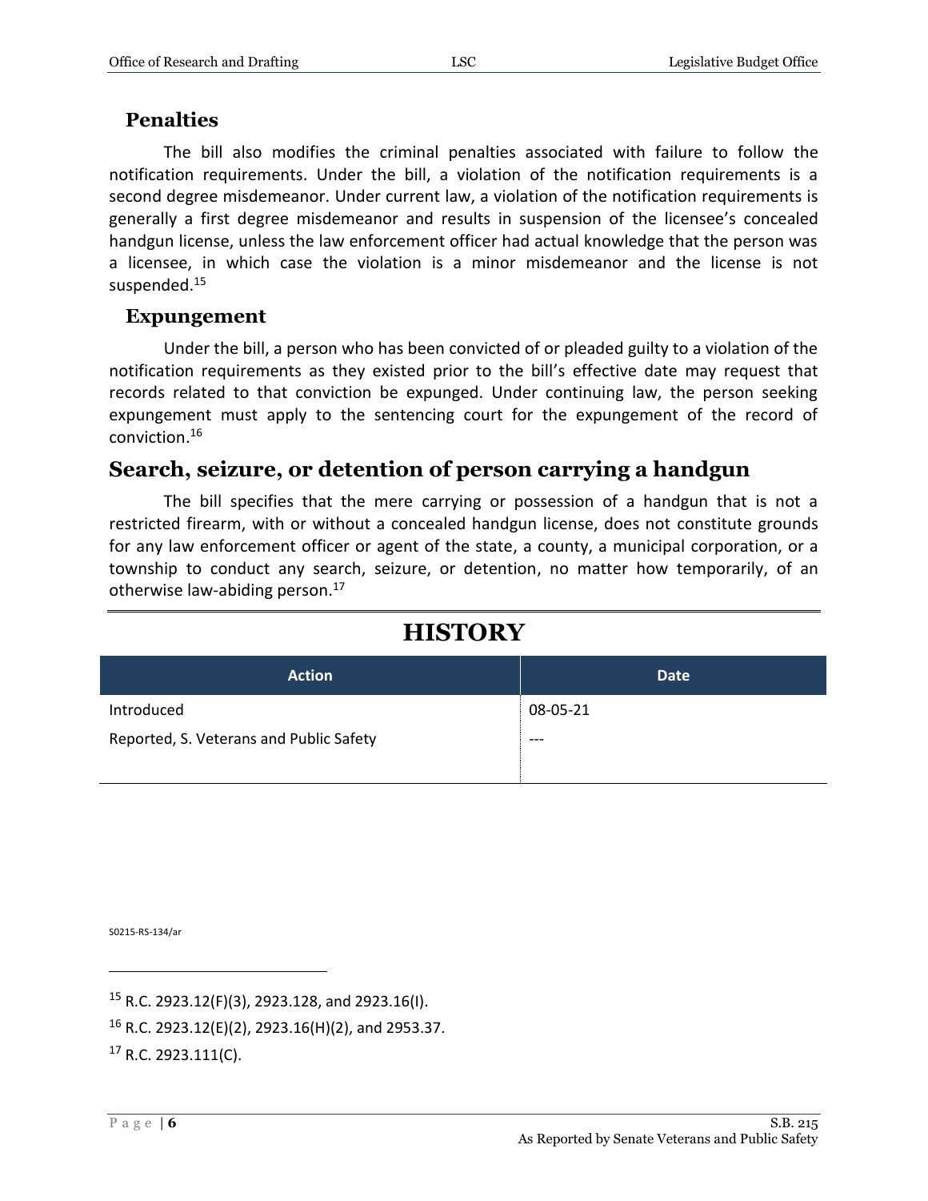### Penalties

The bill also modifies the criminal penalties associated with failure to follow the notification requirements. Under the bill, a violation of the notification requirements is a second degree misdemeanor. Under current law, a violation of the notification requirements is generally a first degree misdemeanor and results in suspension of the licensee's concealed handgun license, unless the law enforcement officer had actual knowledge that the person was a licensee, in which case the violation is a minor misdemeanor and the license is not suspended.[15]

### Expungement

Under the bill, a person who has been convicted of or pleaded guilty to a violation of the notification requirements as they existed prior to the bill's effective date may request that records related to that conviction be expunged. Under continuing law, the person seeking expungement must apply to the sentencing court for the expungement of the record of conviction.[16]

## Search, seizure, or detention of person carrying a handgun

The bill specifies that the mere carrying or possession of a handgun that is not a restricted firearm, with or without a concealed handgun license, does not constitute grounds for any law enforcement officer or agent of the state, a county, a municipal corporation, or a township to conduct any search, seizure, or detention, no matter how temporarily, of an otherwise law-abiding person.[17]

# HISTORY

| Action | Date |
|---|---|
| Introduced | 08-05-21 |
| Reported, S. Veterans and Public Safety | --- |

S0215-RS-134/ar

---

[15] R.C. 2923.12(F)(3), 2923.128, and 2923.16(I).

[16] R.C. 2923.12(E)(2), 2923.16(H)(2), and 2953.37.

[17] R.C. 2923.111(C).